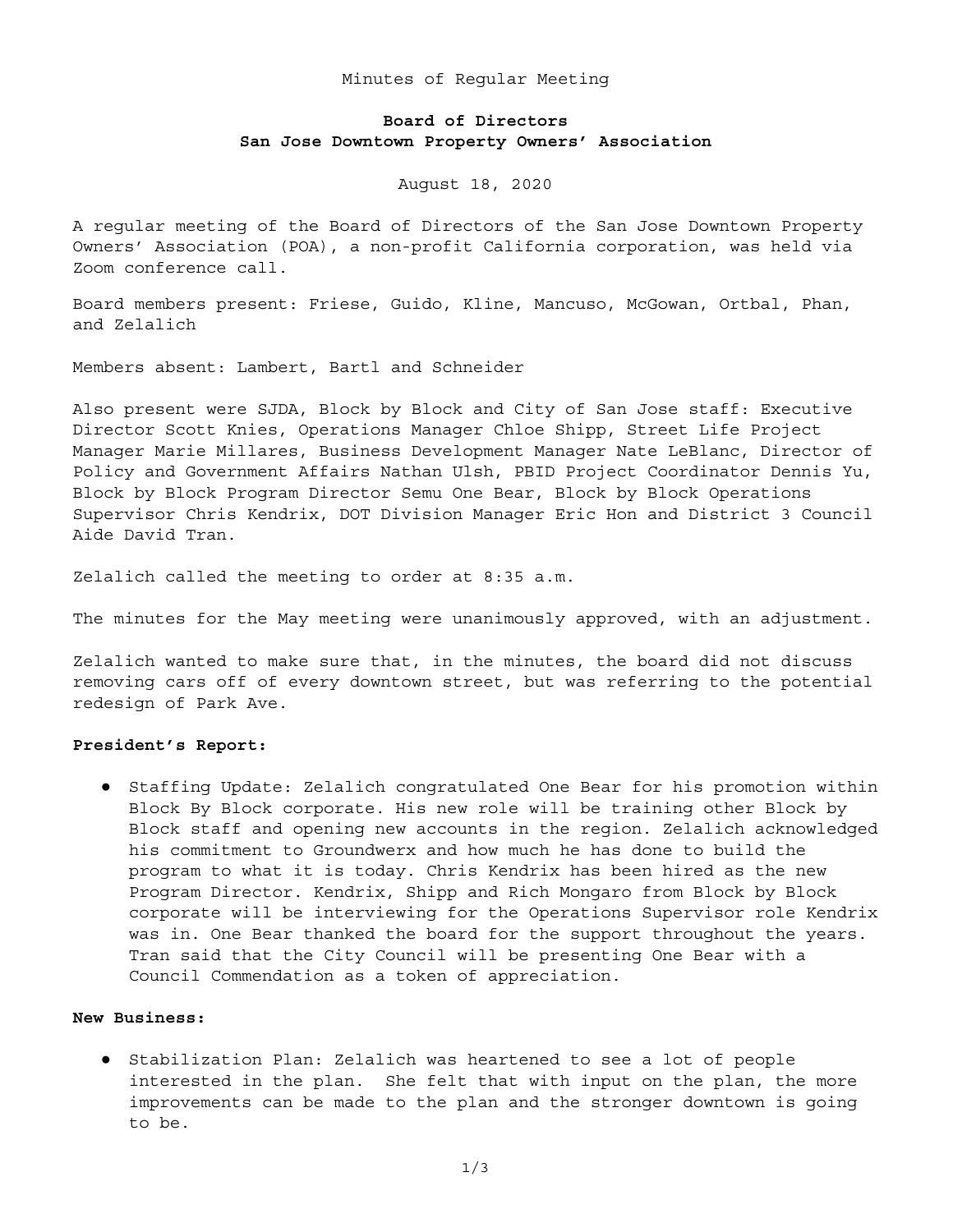Minutes of Regular Meeting

**Board of Directors**
**San Jose Downtown Property Owners' Association**

August 18, 2020

A regular meeting of the Board of Directors of the San Jose Downtown Property Owners' Association (POA), a non-profit California corporation, was held via Zoom conference call.

Board members present: Friese, Guido, Kline, Mancuso, McGowan, Ortbal, Phan, and Zelalich

Members absent: Lambert, Bartl and Schneider

Also present were SJDA, Block by Block and City of San Jose staff: Executive Director Scott Knies, Operations Manager Chloe Shipp, Street Life Project Manager Marie Millares, Business Development Manager Nate LeBlanc, Director of Policy and Government Affairs Nathan Ulsh, PBID Project Coordinator Dennis Yu, Block by Block Program Director Semu One Bear, Block by Block Operations Supervisor Chris Kendrix, DOT Division Manager Eric Hon and District 3 Council Aide David Tran.

Zelalich called the meeting to order at 8:35 a.m.

The minutes for the May meeting were unanimously approved, with an adjustment.

Zelalich wanted to make sure that, in the minutes, the board did not discuss removing cars off of every downtown street, but was referring to the potential redesign of Park Ave.

**President's Report:**

- Staffing Update: Zelalich congratulated One Bear for his promotion within Block By Block corporate. His new role will be training other Block by Block staff and opening new accounts in the region. Zelalich acknowledged his commitment to Groundwerx and how much he has done to build the program to what it is today. Chris Kendrix has been hired as the new Program Director. Kendrix, Shipp and Rich Mongaro from Block by Block corporate will be interviewing for the Operations Supervisor role Kendrix was in. One Bear thanked the board for the support throughout the years. Tran said that the City Council will be presenting One Bear with a Council Commendation as a token of appreciation.

**New Business:**

- Stabilization Plan: Zelalich was heartened to see a lot of people interested in the plan. She felt that with input on the plan, the more improvements can be made to the plan and the stronger downtown is going to be.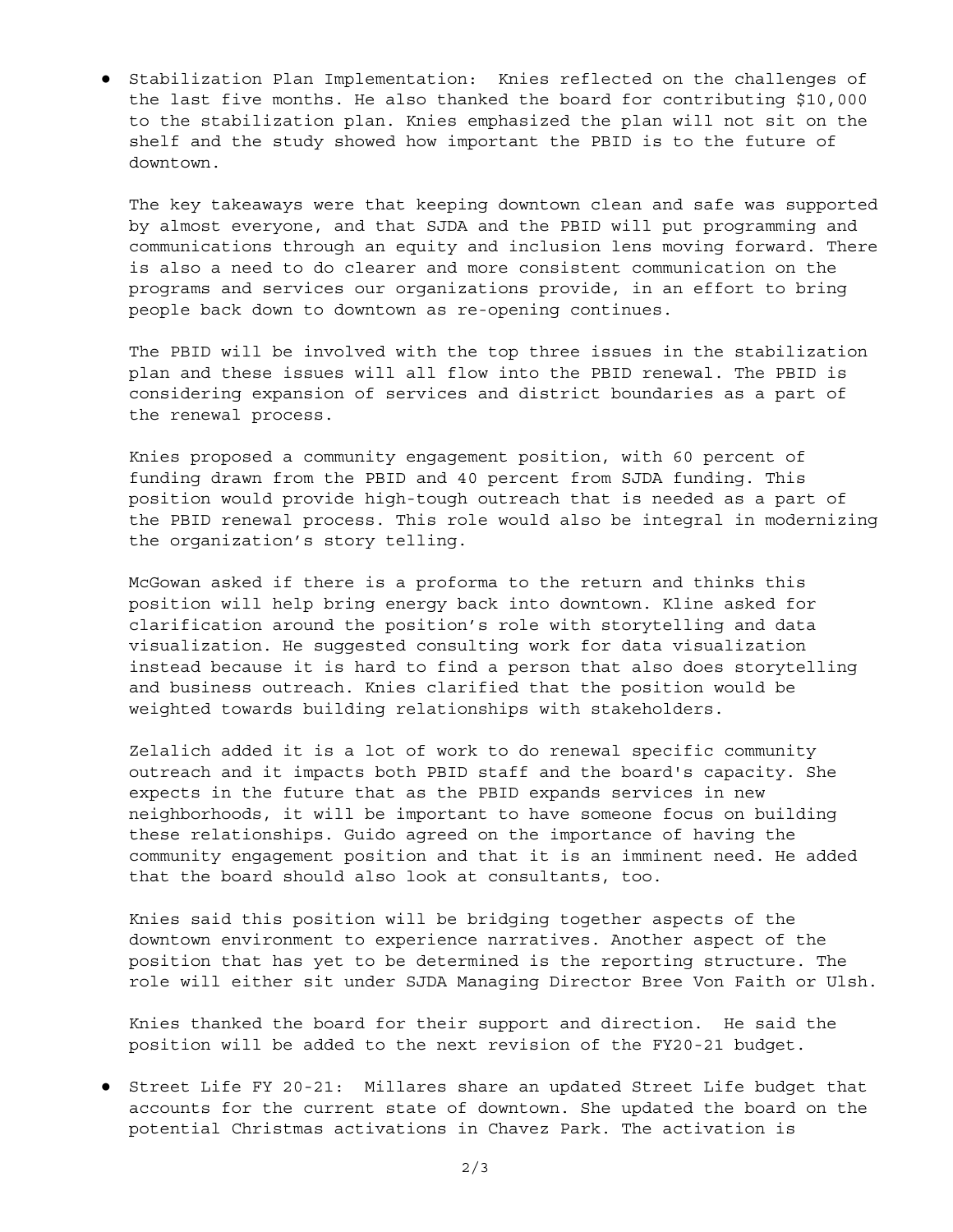- Stabilization Plan Implementation: Knies reflected on the challenges of the last five months. He also thanked the board for contributing $10,000 to the stabilization plan. Knies emphasized the plan will not sit on the shelf and the study showed how important the PBID is to the future of downtown.

  The key takeaways were that keeping downtown clean and safe was supported by almost everyone, and that SJDA and the PBID will put programming and communications through an equity and inclusion lens moving forward. There is also a need to do clearer and more consistent communication on the programs and services our organizations provide, in an effort to bring people back down to downtown as re-opening continues.

  The PBID will be involved with the top three issues in the stabilization plan and these issues will all flow into the PBID renewal. The PBID is considering expansion of services and district boundaries as a part of the renewal process.

  Knies proposed a community engagement position, with 60 percent of funding drawn from the PBID and 40 percent from SJDA funding. This position would provide high-tough outreach that is needed as a part of the PBID renewal process. This role would also be integral in modernizing the organization's story telling.

  McGowan asked if there is a proforma to the return and thinks this position will help bring energy back into downtown. Kline asked for clarification around the position's role with storytelling and data visualization. He suggested consulting work for data visualization instead because it is hard to find a person that also does storytelling and business outreach. Knies clarified that the position would be weighted towards building relationships with stakeholders.

  Zelalich added it is a lot of work to do renewal specific community outreach and it impacts both PBID staff and the board's capacity. She expects in the future that as the PBID expands services in new neighborhoods, it will be important to have someone focus on building these relationships. Guido agreed on the importance of having the community engagement position and that it is an imminent need. He added that the board should also look at consultants, too.

  Knies said this position will be bridging together aspects of the downtown environment to experience narratives. Another aspect of the position that has yet to be determined is the reporting structure. The role will either sit under SJDA Managing Director Bree Von Faith or Ulsh.

  Knies thanked the board for their support and direction. He said the position will be added to the next revision of the FY20-21 budget.

- Street Life FY 20-21: Millares share an updated Street Life budget that accounts for the current state of downtown. She updated the board on the potential Christmas activations in Chavez Park. The activation is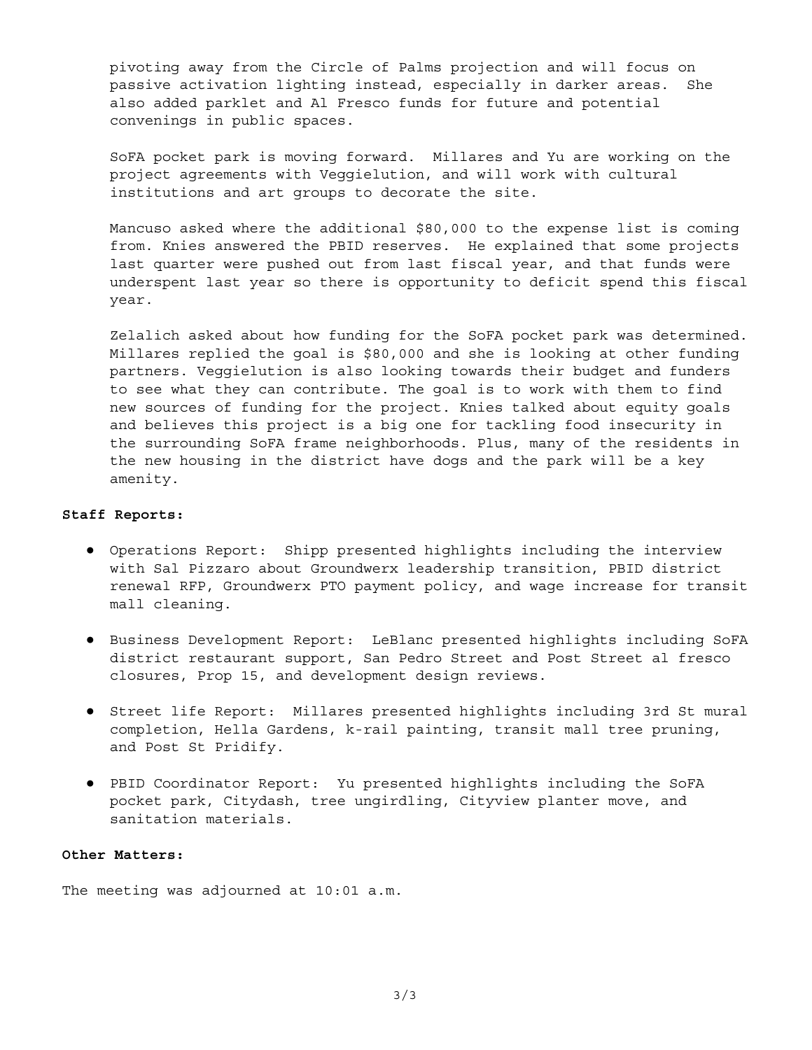pivoting away from the Circle of Palms projection and will focus on passive activation lighting instead, especially in darker areas. She also added parklet and Al Fresco funds for future and potential convenings in public spaces.

SoFA pocket park is moving forward. Millares and Yu are working on the project agreements with Veggielution, and will work with cultural institutions and art groups to decorate the site.

Mancuso asked where the additional $80,000 to the expense list is coming from. Knies answered the PBID reserves. He explained that some projects last quarter were pushed out from last fiscal year, and that funds were underspent last year so there is opportunity to deficit spend this fiscal year.

Zelalich asked about how funding for the SoFA pocket park was determined. Millares replied the goal is $80,000 and she is looking at other funding partners. Veggielution is also looking towards their budget and funders to see what they can contribute. The goal is to work with them to find new sources of funding for the project. Knies talked about equity goals and believes this project is a big one for tackling food insecurity in the surrounding SoFA frame neighborhoods. Plus, many of the residents in the new housing in the district have dogs and the park will be a key amenity.

**Staff Reports:**

- Operations Report: Shipp presented highlights including the interview with Sal Pizzaro about Groundwerx leadership transition, PBID district renewal RFP, Groundwerx PTO payment policy, and wage increase for transit mall cleaning.

- Business Development Report: LeBlanc presented highlights including SoFA district restaurant support, San Pedro Street and Post Street al fresco closures, Prop 15, and development design reviews.

- Street life Report: Millares presented highlights including 3rd St mural completion, Hella Gardens, k-rail painting, transit mall tree pruning, and Post St Pridify.

- PBID Coordinator Report: Yu presented highlights including the SoFA pocket park, Citydash, tree ungirdling, Cityview planter move, and sanitation materials.

**Other Matters:**

The meeting was adjourned at 10:01 a.m.